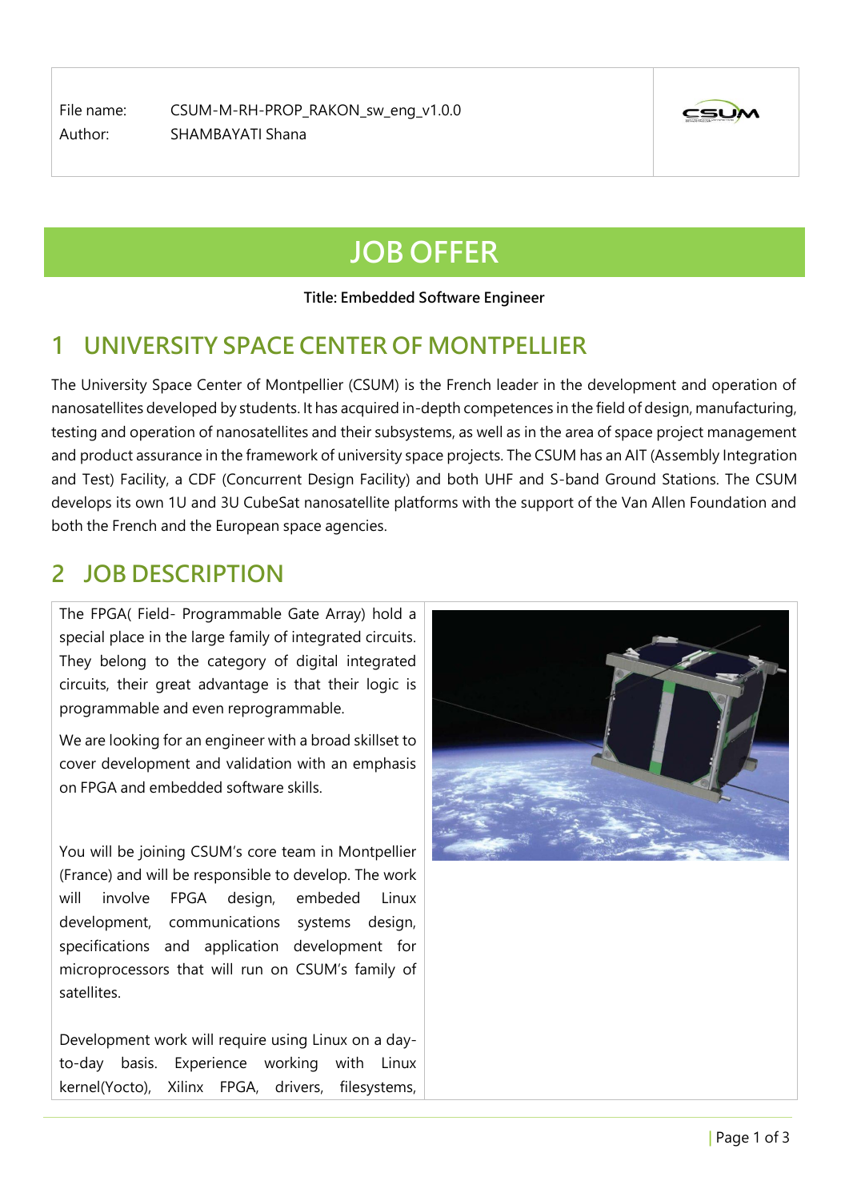File name: CSUM-M-RH-PROP_RAKON_sw_eng_v1.0.0
Author: SHAMBAYATI Shana

# JOB OFFER

**Title: Embedded Software Engineer**

## 1 UNIVERSITY SPACE CENTER OF MONTPELLIER

The University Space Center of Montpellier (CSUM) is the French leader in the development and operation of nanosatellites developed by students. It has acquired in-depth competences in the field of design, manufacturing, testing and operation of nanosatellites and their subsystems, as well as in the area of space project management and product assurance in the framework of university space projects. The CSUM has an AIT (Assembly Integration and Test) Facility, a CDF (Concurrent Design Facility) and both UHF and S-band Ground Stations. The CSUM develops its own 1U and 3U CubeSat nanosatellite platforms with the support of the Van Allen Foundation and both the French and the European space agencies.

## 2 JOB DESCRIPTION

The FPGA( Field- Programmable Gate Array) hold a special place in the large family of integrated circuits. They belong to the category of digital integrated circuits, their great advantage is that their logic is programmable and even reprogrammable.

We are looking for an engineer with a broad skillset to cover development and validation with an emphasis on FPGA and embedded software skills.

You will be joining CSUM's core team in Montpellier (France) and will be responsible to develop. The work will involve FPGA design, embeded Linux development, communications systems design, specifications and application development for microprocessors that will run on CSUM's family of satellites.

Development work will require using Linux on a day-to-day basis. Experience working with Linux kernel(Yocto), Xilinx FPGA, drivers, filesystems,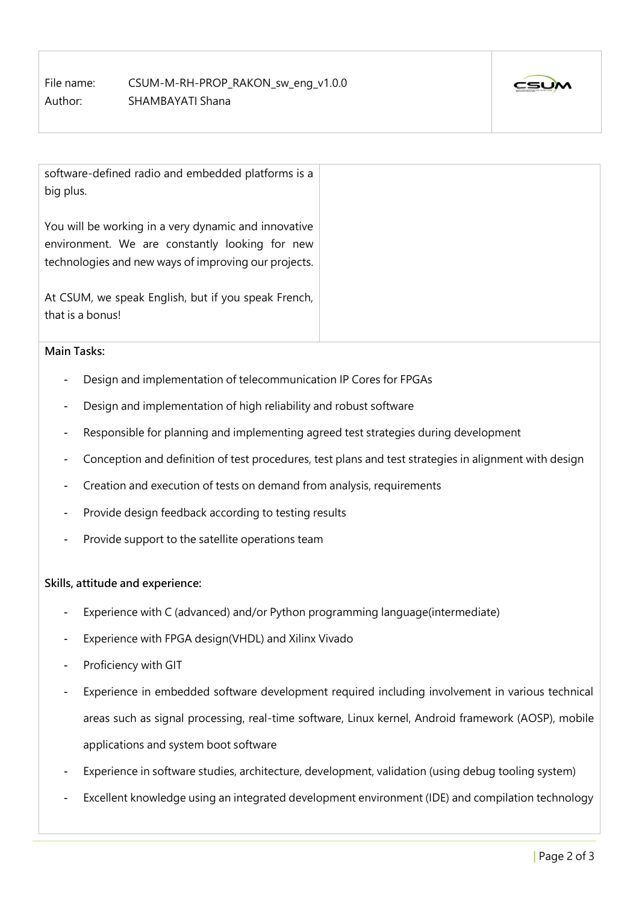software-defined radio and embedded platforms is a big plus.

You will be working in a very dynamic and innovative environment. We are constantly looking for new technologies and new ways of improving our projects.

At CSUM, we speak English, but if you speak French, that is a bonus!

**Main Tasks:**

- Design and implementation of telecommunication IP Cores for FPGAs
- Design and implementation of high reliability and robust software
- Responsible for planning and implementing agreed test strategies during development
- Conception and definition of test procedures, test plans and test strategies in alignment with design
- Creation and execution of tests on demand from analysis, requirements
- Provide design feedback according to testing results
- Provide support to the satellite operations team

**Skills, attitude and experience:**

- Experience with C (advanced) and/or Python programming language(intermediate)
- Experience with FPGA design(VHDL) and Xilinx Vivado
- Proficiency with GIT
- Experience in embedded software development required including involvement in various technical areas such as signal processing, real-time software, Linux kernel, Android framework (AOSP), mobile applications and system boot software
- Experience in software studies, architecture, development, validation (using debug tooling system)
- Excellent knowledge using an integrated development environment (IDE) and compilation technology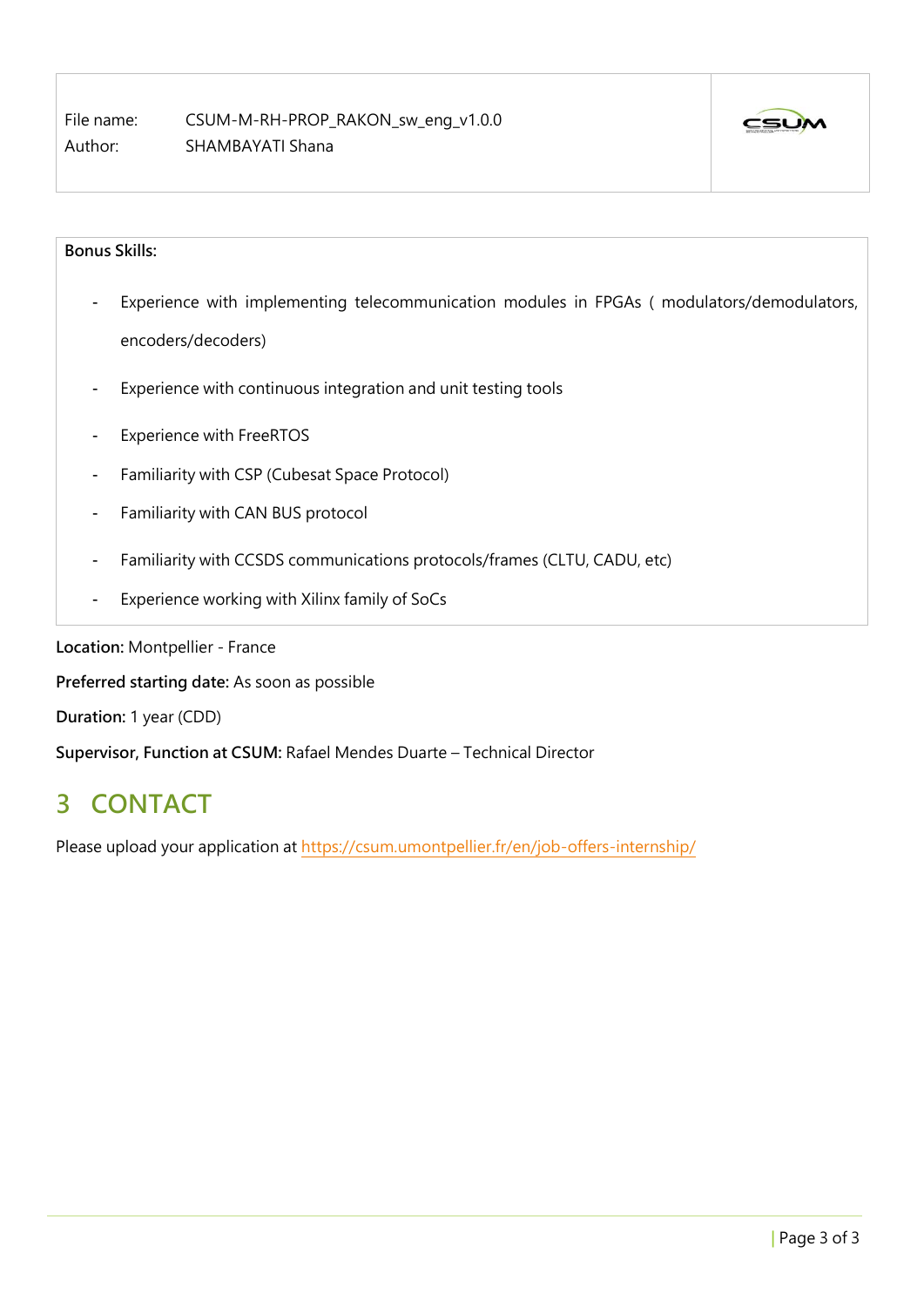**Bonus Skills:**

- Experience with implementing telecommunication modules in FPGAs ( modulators/demodulators, encoders/decoders)
- Experience with continuous integration and unit testing tools
- Experience with FreeRTOS
- Familiarity with CSP (Cubesat Space Protocol)
- Familiarity with CAN BUS protocol
- Familiarity with CCSDS communications protocols/frames (CLTU, CADU, etc)
- Experience working with Xilinx family of SoCs

**Location:** Montpellier - France

**Preferred starting date:** As soon as possible

**Duration:** 1 year (CDD)

**Supervisor, Function at CSUM:** Rafael Mendes Duarte – Technical Director

# 3 CONTACT

Please upload your application at https://csum.umontpellier.fr/en/job-offers-internship/